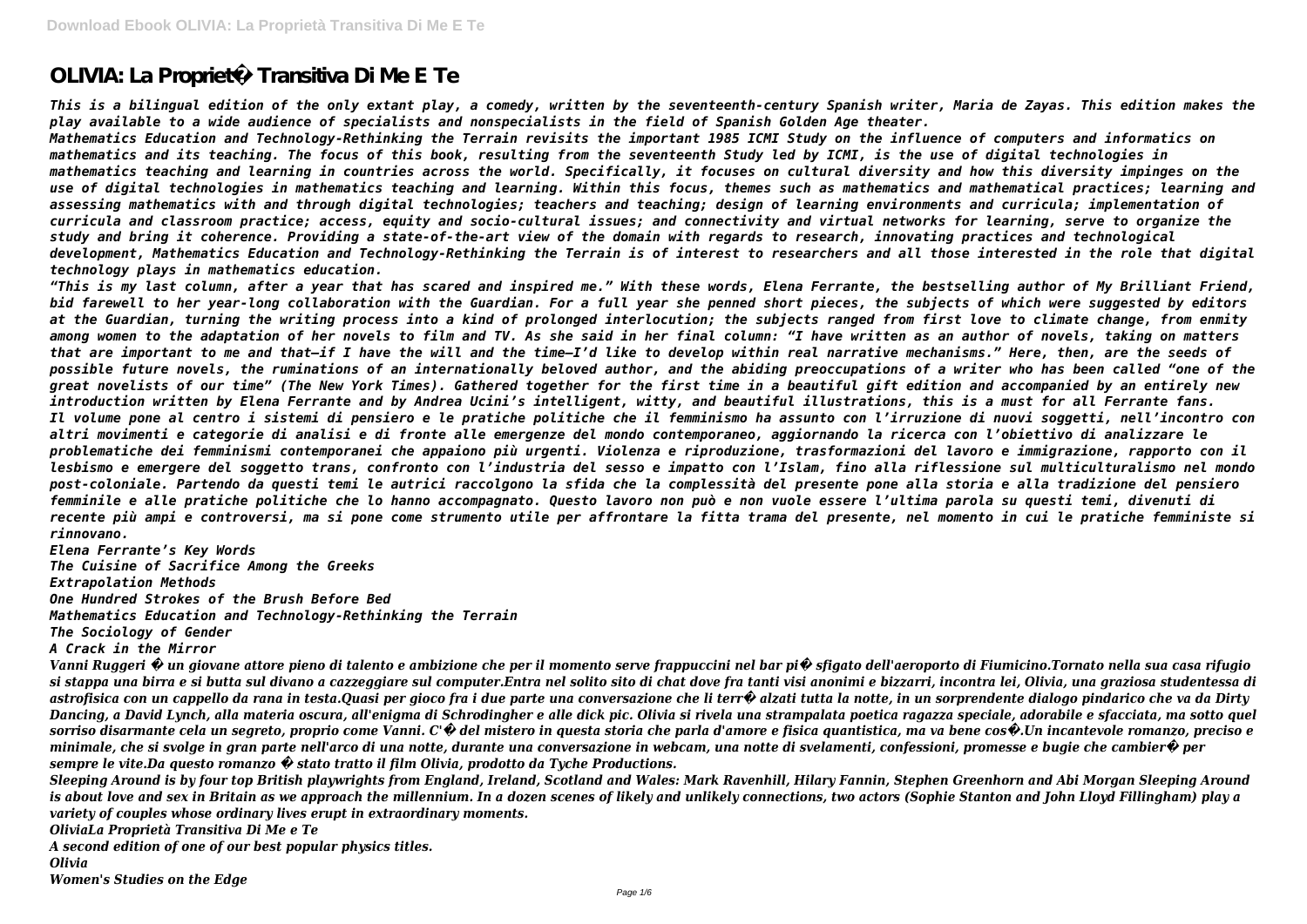# OLIVIA: La Propriet� Transitiva Di Me E Te

*This is a bilingual edition of the only extant play, a comedy, written by the seventeenth-century Spanish writer, Maria de Zayas. This edition makes the play available to a wide audience of specialists and nonspecialists in the field of Spanish Golden Age theater.*

*Mathematics Education and Technology-Rethinking the Terrain revisits the important 1985 ICMI Study on the influence of computers and informatics on mathematics and its teaching. The focus of this book, resulting from the seventeenth Study led by ICMI, is the use of digital technologies in mathematics teaching and learning in countries across the world. Specifically, it focuses on cultural diversity and how this diversity impinges on the use of digital technologies in mathematics teaching and learning. Within this focus, themes such as mathematics and mathematical practices; learning and assessing mathematics with and through digital technologies; teachers and teaching; design of learning environments and curricula; implementation of curricula and classroom practice; access, equity and socio-cultural issues; and connectivity and virtual networks for learning, serve to organize the study and bring it coherence. Providing a state-of-the-art view of the domain with regards to research, innovating practices and technological development, Mathematics Education and Technology-Rethinking the Terrain is of interest to researchers and all those interested in the role that digital technology plays in mathematics education.*

*"This is my last column, after a year that has scared and inspired me." With these words, Elena Ferrante, the bestselling author of My Brilliant Friend, bid farewell to her year-long collaboration with the Guardian. For a full year she penned short pieces, the subjects of which were suggested by editors at the Guardian, turning the writing process into a kind of prolonged interlocution; the subjects ranged from first love to climate change, from enmity among women to the adaptation of her novels to film and TV. As she said in her final column: "I have written as an author of novels, taking on matters that are important to me and that—if I have the will and the time—I'd like to develop within real narrative mechanisms." Here, then, are the seeds of possible future novels, the ruminations of an internationally beloved author, and the abiding preoccupations of a writer who has been called "one of the great novelists of our time" (The New York Times). Gathered together for the first time in a beautiful gift edition and accompanied by an entirely new introduction written by Elena Ferrante and by Andrea Ucini's intelligent, witty, and beautiful illustrations, this is a must for all Ferrante fans.*

*Il volume pone al centro i sistemi di pensiero e le pratiche politiche che il femminismo ha assunto con l'irruzione di nuovi soggetti, nell'incontro con altri movimenti e categorie di analisi e di fronte alle emergenze del mondo contemporaneo, aggiornando la ricerca con l'obiettivo di analizzare le problematiche dei femminismi contemporanei che appaiono più urgenti. Violenza e riproduzione, trasformazioni del lavoro e immigrazione, rapporto con il lesbismo e emergere del soggetto trans, confronto con l'industria del sesso e impatto con l'Islam, fino alla riflessione sul multiculturalismo nel mondo post-coloniale. Partendo da questi temi le autrici raccolgono la sfida che la complessità del presente pone alla storia e alla tradizione del pensiero femminile e alle pratiche politiche che lo hanno accompagnato. Questo lavoro non può e non vuole essere l'ultima parola su questi temi, divenuti di recente più ampi e controversi, ma si pone come strumento utile per affrontare la fitta trama del presente, nel momento in cui le pratiche femministe si rinnovano.*

*Elena Ferrante's Key Words*
*The Cuisine of Sacrifice Among the Greeks*
*Extrapolation Methods*
*One Hundred Strokes of the Brush Before Bed*
*Mathematics Education and Technology-Rethinking the Terrain*
*The Sociology of Gender*
*A Crack in the Mirror*

*Vanni Ruggeri � un giovane attore pieno di talento e ambizione che per il momento serve frappuccini nel bar pi� sfigato dell'aeroporto di Fiumicino.Tornato nella sua casa rifugio si stappa una birra e si butta sul divano a cazzeggiare sul computer.Entra nel solito sito di chat dove fra tanti visi anonimi e bizzarri, incontra lei, Olivia, una graziosa studentessa di astrofisica con un cappello da rana in testa.Quasi per gioco fra i due parte una conversazione che li terr� alzati tutta la notte, in un sorprendente dialogo pindarico che va da Dirty Dancing, a David Lynch, alla materia oscura, all'enigma di Schrodingher e alle dick pic. Olivia si rivela una strampalata poetica ragazza speciale, adorabile e sfacciata, ma sotto quel sorriso disarmante cela un segreto, proprio come Vanni. C'� del mistero in questa storia che parla d'amore e fisica quantistica, ma va bene cos�.Un incantevole romanzo, preciso e minimale, che si svolge in gran parte nell'arco di una notte, durante una conversazione in webcam, una notte di svelamenti, confessioni, promesse e bugie che cambier� per sempre le vite.Da questo romanzo � stato tratto il film Olivia, prodotto da Tyche Productions.*

*Sleeping Around is by four top British playwrights from England, Ireland, Scotland and Wales: Mark Ravenhill, Hilary Fannin, Stephen Greenhorn and Abi Morgan Sleeping Around is about love and sex in Britain as we approach the millennium. In a dozen scenes of likely and unlikely connections, two actors (Sophie Stanton and John Lloyd Fillingham) play a variety of couples whose ordinary lives erupt in extraordinary moments.*

*OliviaLa Proprietà Transitiva Di Me e Te*

*A second edition of one of our best popular physics titles.*

*Olivia*

*Women's Studies on the Edge*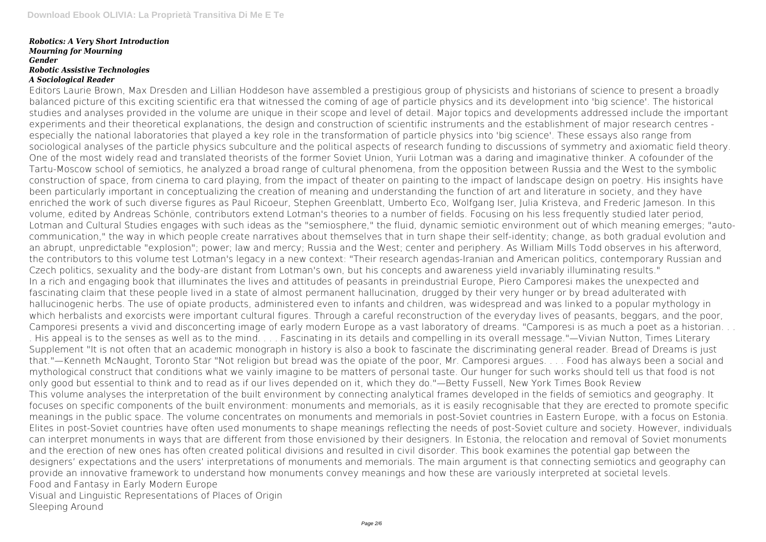***Robotics: A Very Short Introduction***
***Mourning for Mourning***
***Gender***
***Robotic Assistive Technologies***
***A Sociological Reader***

Editors Laurie Brown, Max Dresden and Lillian Hoddeson have assembled a prestigious group of physicists and historians of science to present a broadly balanced picture of this exciting scientific era that witnessed the coming of age of particle physics and its development into 'big science'. The historical studies and analyses provided in the volume are unique in their scope and level of detail. Major topics and developments addressed include the important experiments and their theoretical explanations, the design and construction of scientific instruments and the establishment of major research centres - especially the national laboratories that played a key role in the transformation of particle physics into 'big science'. These essays also range from sociological analyses of the particle physics subculture and the political aspects of research funding to discussions of symmetry and axiomatic field theory.

One of the most widely read and translated theorists of the former Soviet Union, Yurii Lotman was a daring and imaginative thinker. A cofounder of the Tartu-Moscow school of semiotics, he analyzed a broad range of cultural phenomena, from the opposition between Russia and the West to the symbolic construction of space, from cinema to card playing, from the impact of theater on painting to the impact of landscape design on poetry. His insights have been particularly important in conceptualizing the creation of meaning and understanding the function of art and literature in society, and they have enriched the work of such diverse figures as Paul Ricoeur, Stephen Greenblatt, Umberto Eco, Wolfgang Iser, Julia Kristeva, and Frederic Jameson. In this volume, edited by Andreas Schönle, contributors extend Lotman's theories to a number of fields. Focusing on his less frequently studied later period, Lotman and Cultural Studies engages with such ideas as the "semiosphere," the fluid, dynamic semiotic environment out of which meaning emerges; "auto-communication," the way in which people create narratives about themselves that in turn shape their self-identity; change, as both gradual evolution and an abrupt, unpredictable "explosion"; power; law and mercy; Russia and the West; center and periphery. As William Mills Todd observes in his afterword, the contributors to this volume test Lotman's legacy in a new context: "Their research agendas-Iranian and American politics, contemporary Russian and Czech politics, sexuality and the body-are distant from Lotman's own, but his concepts and awareness yield invariably illuminating results."

In a rich and engaging book that illuminates the lives and attitudes of peasants in preindustrial Europe, Piero Camporesi makes the unexpected and fascinating claim that these people lived in a state of almost permanent hallucination, drugged by their very hunger or by bread adulterated with hallucinogenic herbs. The use of opiate products, administered even to infants and children, was widespread and was linked to a popular mythology in which herbalists and exorcists were important cultural figures. Through a careful reconstruction of the everyday lives of peasants, beggars, and the poor, Camporesi presents a vivid and disconcerting image of early modern Europe as a vast laboratory of dreams. "Camporesi is as much a poet as a historian. . . . His appeal is to the senses as well as to the mind. . . . Fascinating in its details and compelling in its overall message."—Vivian Nutton, Times Literary Supplement "It is not often that an academic monograph in history is also a book to fascinate the discriminating general reader. Bread of Dreams is just that."—Kenneth McNaught, Toronto Star "Not religion but bread was the opiate of the poor, Mr. Camporesi argues. . . . Food has always been a social and mythological construct that conditions what we vainly imagine to be matters of personal taste. Our hunger for such works should tell us that food is not only good but essential to think and to read as if our lives depended on it, which they do."—Betty Fussell, New York Times Book Review

This volume analyses the interpretation of the built environment by connecting analytical frames developed in the fields of semiotics and geography. It focuses on specific components of the built environment: monuments and memorials, as it is easily recognisable that they are erected to promote specific meanings in the public space. The volume concentrates on monuments and memorials in post-Soviet countries in Eastern Europe, with a focus on Estonia. Elites in post-Soviet countries have often used monuments to shape meanings reflecting the needs of post-Soviet culture and society. However, individuals can interpret monuments in ways that are different from those envisioned by their designers. In Estonia, the relocation and removal of Soviet monuments and the erection of new ones has often created political divisions and resulted in civil disorder. This book examines the potential gap between the designers' expectations and the users' interpretations of monuments and memorials. The main argument is that connecting semiotics and geography can provide an innovative framework to understand how monuments convey meanings and how these are variously interpreted at societal levels.

Food and Fantasy in Early Modern Europe

Visual and Linguistic Representations of Places of Origin

Sleeping Around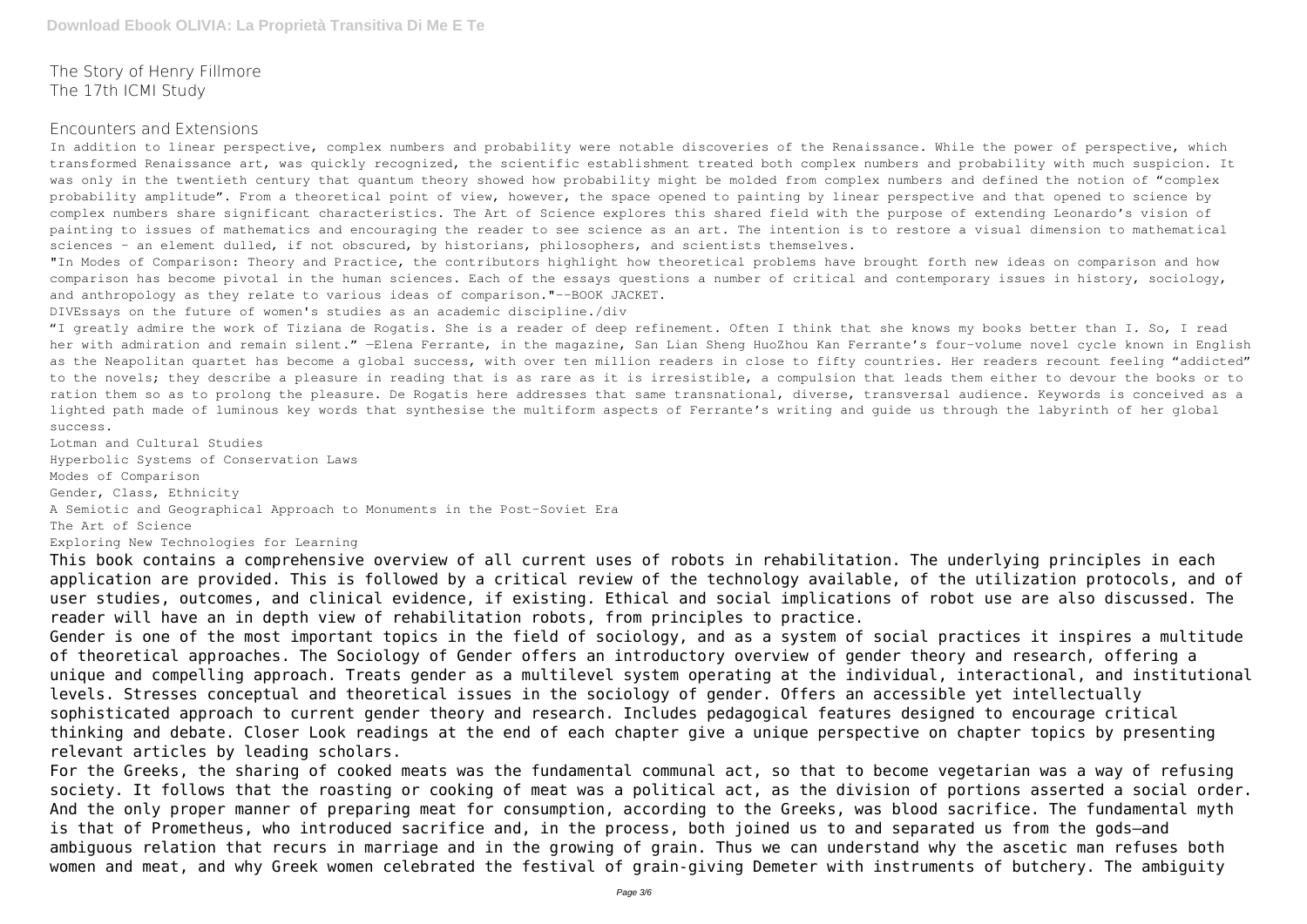The Story of Henry Fillmore
The 17th ICMI Study

Encounters and Extensions

In addition to linear perspective, complex numbers and probability were notable discoveries of the Renaissance. While the power of perspective, which transformed Renaissance art, was quickly recognized, the scientific establishment treated both complex numbers and probability with much suspicion. It was only in the twentieth century that quantum theory showed how probability might be molded from complex numbers and defined the notion of "complex probability amplitude". From a theoretical point of view, however, the space opened to painting by linear perspective and that opened to science by complex numbers share significant characteristics. The Art of Science explores this shared field with the purpose of extending Leonardo's vision of painting to issues of mathematics and encouraging the reader to see science as an art. The intention is to restore a visual dimension to mathematical sciences - an element dulled, if not obscured, by historians, philosophers, and scientists themselves.

"In Modes of Comparison: Theory and Practice, the contributors highlight how theoretical problems have brought forth new ideas on comparison and how comparison has become pivotal in the human sciences. Each of the essays questions a number of critical and contemporary issues in history, sociology, and anthropology as they relate to various ideas of comparison."--BOOK JACKET.

DIVEssays on the future of women's studies as an academic discipline./div

"I greatly admire the work of Tiziana de Rogatis. She is a reader of deep refinement. Often I think that she knows my books better than I. So, I read her with admiration and remain silent." —Elena Ferrante, in the magazine, San Lian Sheng HuoZhou Kan Ferrante's four-volume novel cycle known in English as the Neapolitan quartet has become a global success, with over ten million readers in close to fifty countries. Her readers recount feeling "addicted" to the novels; they describe a pleasure in reading that is as rare as it is irresistible, a compulsion that leads them either to devour the books or to ration them so as to prolong the pleasure. De Rogatis here addresses that same transnational, diverse, transversal audience. Keywords is conceived as a lighted path made of luminous key words that synthesise the multiform aspects of Ferrante's writing and guide us through the labyrinth of her global success.

Lotman and Cultural Studies
Hyperbolic Systems of Conservation Laws
Modes of Comparison
Gender, Class, Ethnicity
A Semiotic and Geographical Approach to Monuments in the Post-Soviet Era
The Art of Science
Exploring New Technologies for Learning

This book contains a comprehensive overview of all current uses of robots in rehabilitation. The underlying principles in each application are provided. This is followed by a critical review of the technology available, of the utilization protocols, and of user studies, outcomes, and clinical evidence, if existing. Ethical and social implications of robot use are also discussed. The reader will have an in depth view of rehabilitation robots, from principles to practice.

Gender is one of the most important topics in the field of sociology, and as a system of social practices it inspires a multitude of theoretical approaches. The Sociology of Gender offers an introductory overview of gender theory and research, offering a unique and compelling approach. Treats gender as a multilevel system operating at the individual, interactional, and institutional levels. Stresses conceptual and theoretical issues in the sociology of gender. Offers an accessible yet intellectually sophisticated approach to current gender theory and research. Includes pedagogical features designed to encourage critical thinking and debate. Closer Look readings at the end of each chapter give a unique perspective on chapter topics by presenting relevant articles by leading scholars.

For the Greeks, the sharing of cooked meats was the fundamental communal act, so that to become vegetarian was a way of refusing society. It follows that the roasting or cooking of meat was a political act, as the division of portions asserted a social order. And the only proper manner of preparing meat for consumption, according to the Greeks, was blood sacrifice. The fundamental myth is that of Prometheus, who introduced sacrifice and, in the process, both joined us to and separated us from the gods—and ambiguous relation that recurs in marriage and in the growing of grain. Thus we can understand why the ascetic man refuses both women and meat, and why Greek women celebrated the festival of grain-giving Demeter with instruments of butchery. The ambiguity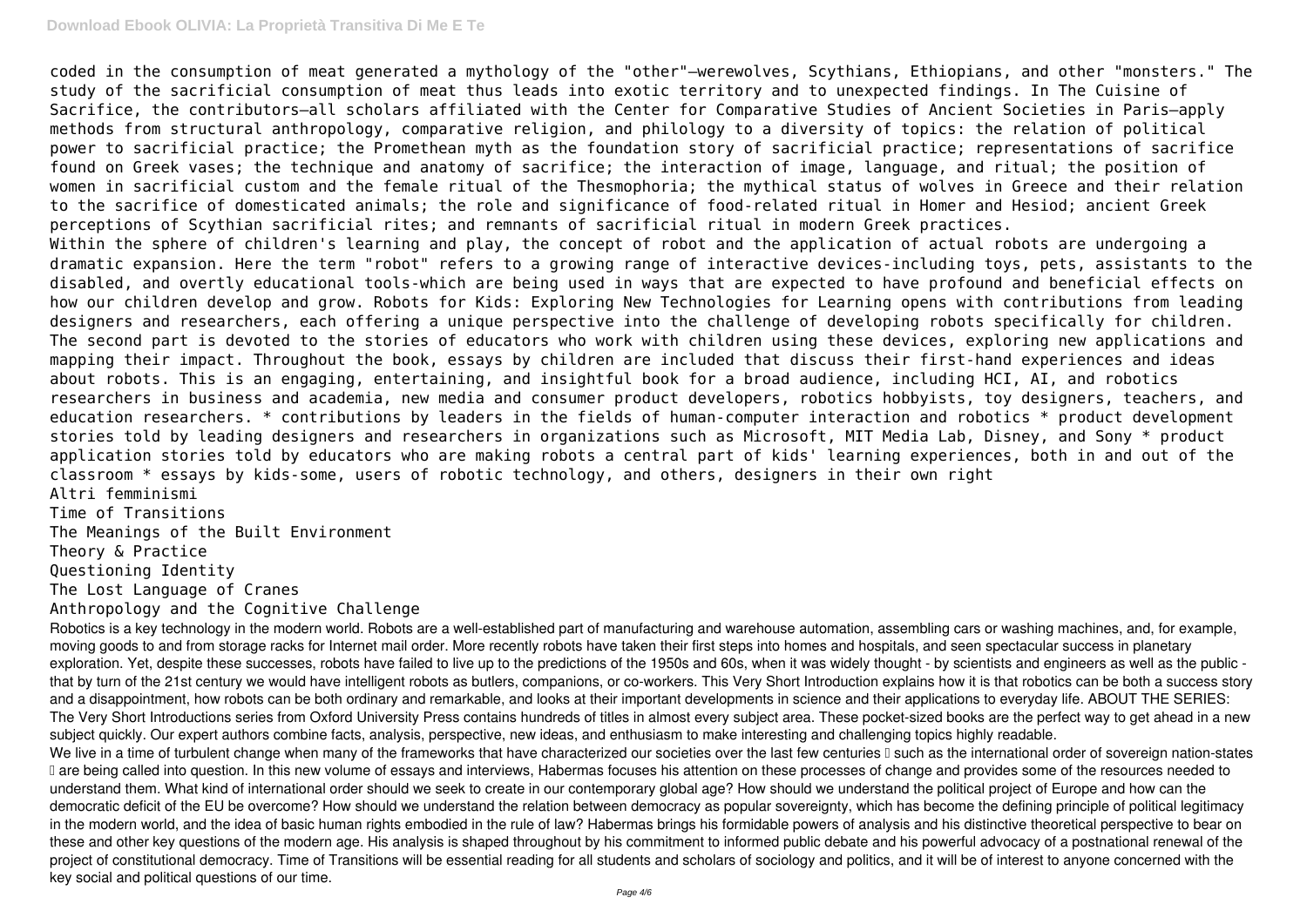coded in the consumption of meat generated a mythology of the "other"—werewolves, Scythians, Ethiopians, and other "monsters." The study of the sacrificial consumption of meat thus leads into exotic territory and to unexpected findings. In The Cuisine of Sacrifice, the contributors—all scholars affiliated with the Center for Comparative Studies of Ancient Societies in Paris—apply methods from structural anthropology, comparative religion, and philology to a diversity of topics: the relation of political power to sacrificial practice; the Promethean myth as the foundation story of sacrificial practice; representations of sacrifice found on Greek vases; the technique and anatomy of sacrifice; the interaction of image, language, and ritual; the position of women in sacrificial custom and the female ritual of the Thesmophoria; the mythical status of wolves in Greece and their relation to the sacrifice of domesticated animals; the role and significance of food-related ritual in Homer and Hesiod; ancient Greek perceptions of Scythian sacrificial rites; and remnants of sacrificial ritual in modern Greek practices.

Within the sphere of children's learning and play, the concept of robot and the application of actual robots are undergoing a dramatic expansion. Here the term "robot" refers to a growing range of interactive devices-including toys, pets, assistants to the disabled, and overtly educational tools-which are being used in ways that are expected to have profound and beneficial effects on how our children develop and grow. Robots for Kids: Exploring New Technologies for Learning opens with contributions from leading designers and researchers, each offering a unique perspective into the challenge of developing robots specifically for children. The second part is devoted to the stories of educators who work with children using these devices, exploring new applications and mapping their impact. Throughout the book, essays by children are included that discuss their first-hand experiences and ideas about robots. This is an engaging, entertaining, and insightful book for a broad audience, including HCI, AI, and robotics researchers in business and academia, new media and consumer product developers, robotics hobbyists, toy designers, teachers, and education researchers. * contributions by leaders in the fields of human-computer interaction and robotics * product development stories told by leading designers and researchers in organizations such as Microsoft, MIT Media Lab, Disney, and Sony * product application stories told by educators who are making robots a central part of kids' learning experiences, both in and out of the classroom * essays by kids-some, users of robotic technology, and others, designers in their own right

Altri femminismi

Time of Transitions

The Meanings of the Built Environment

Theory & Practice

Questioning Identity

The Lost Language of Cranes

Anthropology and the Cognitive Challenge

Robotics is a key technology in the modern world. Robots are a well-established part of manufacturing and warehouse automation, assembling cars or washing machines, and, for example, moving goods to and from storage racks for Internet mail order. More recently robots have taken their first steps into homes and hospitals, and seen spectacular success in planetary exploration. Yet, despite these successes, robots have failed to live up to the predictions of the 1950s and 60s, when it was widely thought - by scientists and engineers as well as the public - that by turn of the 21st century we would have intelligent robots as butlers, companions, or co-workers. This Very Short Introduction explains how it is that robotics can be both a success story and a disappointment, how robots can be both ordinary and remarkable, and looks at their important developments in science and their applications to everyday life. ABOUT THE SERIES: The Very Short Introductions series from Oxford University Press contains hundreds of titles in almost every subject area. These pocket-sized books are the perfect way to get ahead in a new subject quickly. Our expert authors combine facts, analysis, perspective, new ideas, and enthusiasm to make interesting and challenging topics highly readable.

We live in a time of turbulent change when many of the frameworks that have characterized our societies over the last few centuries – such as the international order of sovereign nation-states – are being called into question. In this new volume of essays and interviews, Habermas focuses his attention on these processes of change and provides some of the resources needed to understand them. What kind of international order should we seek to create in our contemporary global age? How should we understand the political project of Europe and how can the democratic deficit of the EU be overcome? How should we understand the relation between democracy as popular sovereignty, which has become the defining principle of political legitimacy in the modern world, and the idea of basic human rights embodied in the rule of law? Habermas brings his formidable powers of analysis and his distinctive theoretical perspective to bear on these and other key questions of the modern age. His analysis is shaped throughout by his commitment to informed public debate and his powerful advocacy of a postnational renewal of the project of constitutional democracy. Time of Transitions will be essential reading for all students and scholars of sociology and politics, and it will be of interest to anyone concerned with the key social and political questions of our time.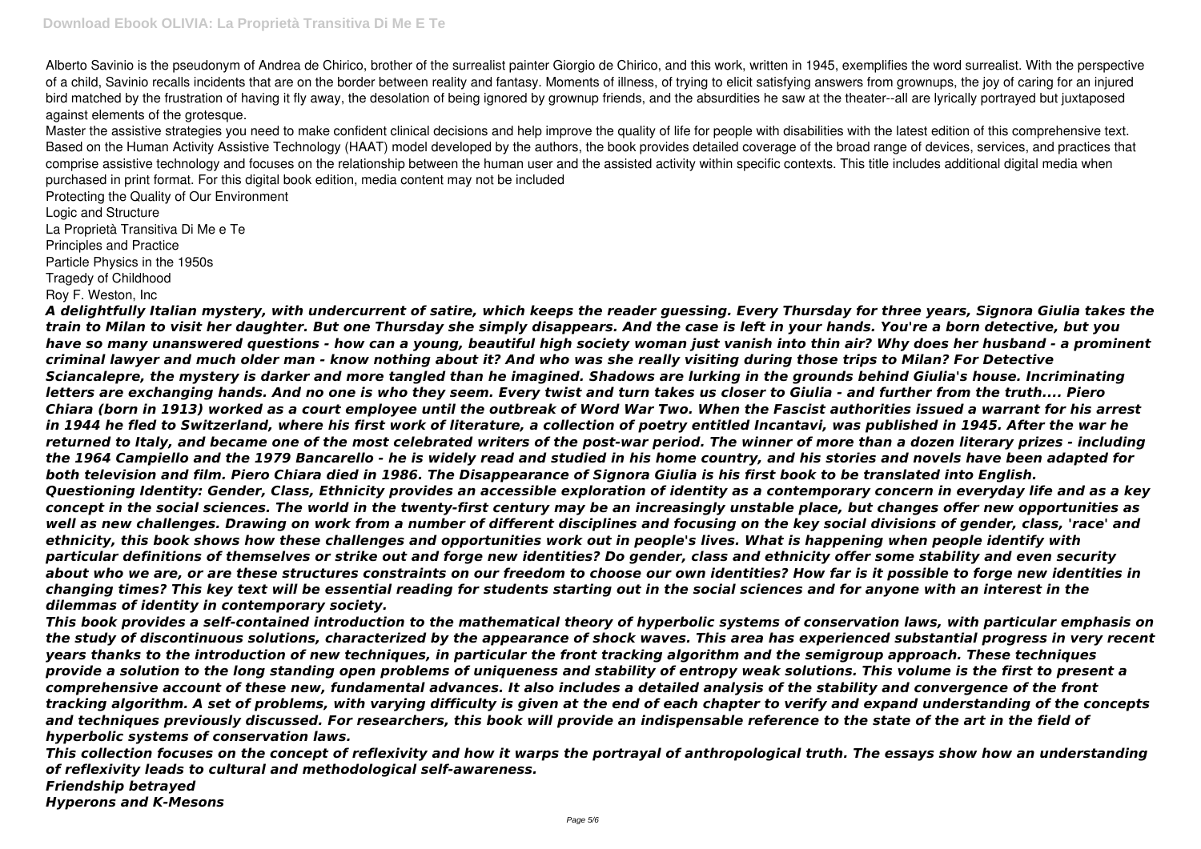Alberto Savinio is the pseudonym of Andrea de Chirico, brother of the surrealist painter Giorgio de Chirico, and this work, written in 1945, exemplifies the word surrealist. With the perspective of a child, Savinio recalls incidents that are on the border between reality and fantasy. Moments of illness, of trying to elicit satisfying answers from grownups, the joy of caring for an injured bird matched by the frustration of having it fly away, the desolation of being ignored by grownup friends, and the absurdities he saw at the theater--all are lyrically portrayed but juxtaposed against elements of the grotesque.

Master the assistive strategies you need to make confident clinical decisions and help improve the quality of life for people with disabilities with the latest edition of this comprehensive text. Based on the Human Activity Assistive Technology (HAAT) model developed by the authors, the book provides detailed coverage of the broad range of devices, services, and practices that comprise assistive technology and focuses on the relationship between the human user and the assisted activity within specific contexts. This title includes additional digital media when purchased in print format. For this digital book edition, media content may not be included

Protecting the Quality of Our Environment

Logic and Structure

La Proprietà Transitiva Di Me e Te

Principles and Practice

Particle Physics in the 1950s

Tragedy of Childhood

Roy F. Weston, Inc

***A delightfully Italian mystery, with undercurrent of satire, which keeps the reader guessing. Every Thursday for three years, Signora Giulia takes the train to Milan to visit her daughter. But one Thursday she simply disappears. And the case is left in your hands. You're a born detective, but you have so many unanswered questions - how can a young, beautiful high society woman just vanish into thin air? Why does her husband - a prominent criminal lawyer and much older man - know nothing about it? And who was she really visiting during those trips to Milan? For Detective Sciancalepre, the mystery is darker and more tangled than he imagined. Shadows are lurking in the grounds behind Giulia's house. Incriminating letters are exchanging hands. And no one is who they seem. Every twist and turn takes us closer to Giulia - and further from the truth.... Piero Chiara (born in 1913) worked as a court employee until the outbreak of Word War Two. When the Fascist authorities issued a warrant for his arrest in 1944 he fled to Switzerland, where his first work of literature, a collection of poetry entitled Incantavi, was published in 1945. After the war he returned to Italy, and became one of the most celebrated writers of the post-war period. The winner of more than a dozen literary prizes - including the 1964 Campiello and the 1979 Bancarello - he is widely read and studied in his home country, and his stories and novels have been adapted for both television and film. Piero Chiara died in 1986. The Disappearance of Signora Giulia is his first book to be translated into English.***

***Questioning Identity: Gender, Class, Ethnicity provides an accessible exploration of identity as a contemporary concern in everyday life and as a key concept in the social sciences. The world in the twenty-first century may be an increasingly unstable place, but changes offer new opportunities as well as new challenges. Drawing on work from a number of different disciplines and focusing on the key social divisions of gender, class, 'race' and ethnicity, this book shows how these challenges and opportunities work out in people's lives. What is happening when people identify with particular definitions of themselves or strike out and forge new identities? Do gender, class and ethnicity offer some stability and even security about who we are, or are these structures constraints on our freedom to choose our own identities? How far is it possible to forge new identities in changing times? This key text will be essential reading for students starting out in the social sciences and for anyone with an interest in the dilemmas of identity in contemporary society.***

***This book provides a self-contained introduction to the mathematical theory of hyperbolic systems of conservation laws, with particular emphasis on the study of discontinuous solutions, characterized by the appearance of shock waves. This area has experienced substantial progress in very recent years thanks to the introduction of new techniques, in particular the front tracking algorithm and the semigroup approach. These techniques provide a solution to the long standing open problems of uniqueness and stability of entropy weak solutions. This volume is the first to present a comprehensive account of these new, fundamental advances. It also includes a detailed analysis of the stability and convergence of the front tracking algorithm. A set of problems, with varying difficulty is given at the end of each chapter to verify and expand understanding of the concepts and techniques previously discussed. For researchers, this book will provide an indispensable reference to the state of the art in the field of hyperbolic systems of conservation laws.***

***This collection focuses on the concept of reflexivity and how it warps the portrayal of anthropological truth. The essays show how an understanding of reflexivity leads to cultural and methodological self-awareness.***

***Friendship betrayed***

***Hyperons and K-Mesons***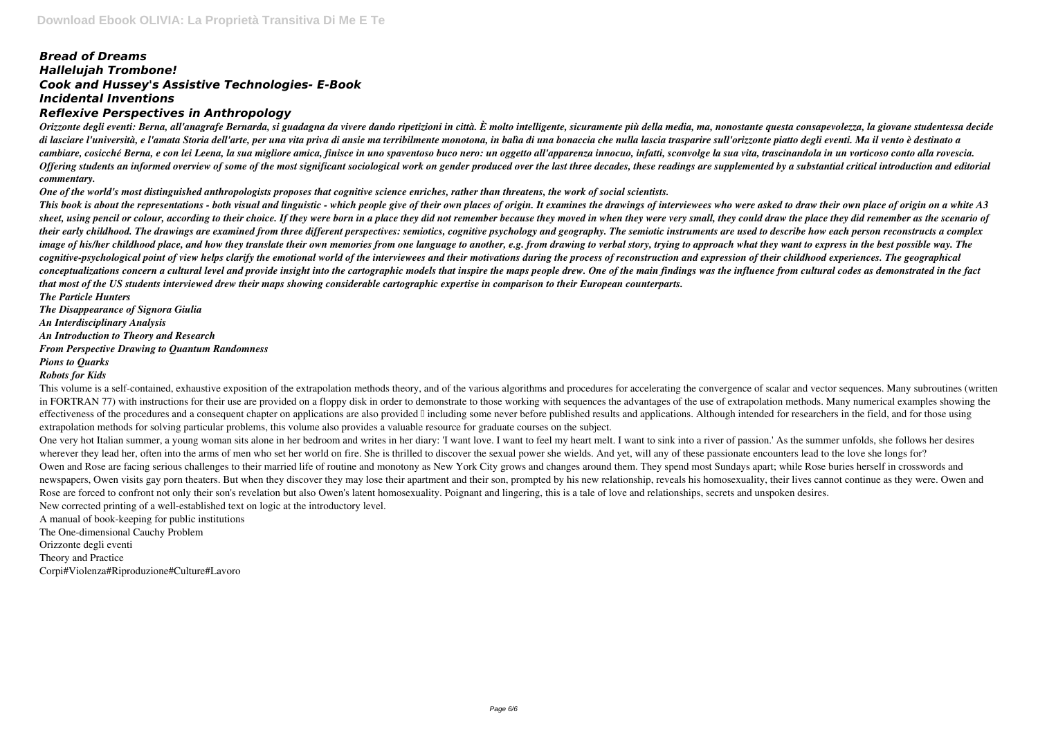***Bread of Dreams***
***Hallelujah Trombone!***
***Cook and Hussey's Assistive Technologies- E-Book***
***Incidental Inventions***
***Reflexive Perspectives in Anthropology***

***Orizzonte degli eventi: Berna, all'anagrafe Bernarda, si guadagna da vivere dando ripetizioni in città. È molto intelligente, sicuramente più della media, ma, nonostante questa consapevolezza, la giovane studentessa decide di lasciare l'università, e l'amata Storia dell'arte, per una vita priva di ansie ma terribilmente monotona, in balia di una bonaccia che nulla lascia trasparire sull'orizzonte piatto degli eventi. Ma il vento è destinato a cambiare, cosicché Berna, e con lei Leena, la sua migliore amica, finisce in uno spaventoso buco nero: un oggetto all'apparenza innocuo, infatti, sconvolge la sua vita, trascinandola in un vorticoso conto alla rovescia. Offering students an informed overview of some of the most significant sociological work on gender produced over the last three decades, these readings are supplemented by a substantial critical introduction and editorial commentary.***

***One of the world's most distinguished anthropologists proposes that cognitive science enriches, rather than threatens, the work of social scientists.***

***This book is about the representations - both visual and linguistic - which people give of their own places of origin. It examines the drawings of interviewees who were asked to draw their own place of origin on a white A3 sheet, using pencil or colour, according to their choice. If they were born in a place they did not remember because they moved in when they were very small, they could draw the place they did remember as the scenario of their early childhood. The drawings are examined from three different perspectives: semiotics, cognitive psychology and geography. The semiotic instruments are used to describe how each person reconstructs a complex image of his/her childhood place, and how they translate their own memories from one language to another, e.g. from drawing to verbal story, trying to approach what they want to express in the best possible way. The cognitive-psychological point of view helps clarify the emotional world of the interviewees and their motivations during the process of reconstruction and expression of their childhood experiences. The geographical conceptualizations concern a cultural level and provide insight into the cartographic models that inspire the maps people drew. One of the main findings was the influence from cultural codes as demonstrated in the fact that most of the US students interviewed drew their maps showing considerable cartographic expertise in comparison to their European counterparts.***

***The Particle Hunters***
***The Disappearance of Signora Giulia***
***An Interdisciplinary Analysis***
***An Introduction to Theory and Research***
***From Perspective Drawing to Quantum Randomness***
***Pions to Quarks***
***Robots for Kids***

This volume is a self-contained, exhaustive exposition of the extrapolation methods theory, and of the various algorithms and procedures for accelerating the convergence of scalar and vector sequences. Many subroutines (written in FORTRAN 77) with instructions for their use are provided on a floppy disk in order to demonstrate to those working with sequences the advantages of the use of extrapolation methods. Many numerical examples showing the effectiveness of the procedures and a consequent chapter on applications are also provided including some never before published results and applications. Although intended for researchers in the field, and for those using extrapolation methods for solving particular problems, this volume also provides a valuable resource for graduate courses on the subject.

One very hot Italian summer, a young woman sits alone in her bedroom and writes in her diary: 'I want love. I want to feel my heart melt. I want to sink into a river of passion.' As the summer unfolds, she follows her desires wherever they lead her, often into the arms of men who set her world on fire. She is thrilled to discover the sexual power she wields. And yet, will any of these passionate encounters lead to the love she longs for?

Owen and Rose are facing serious challenges to their married life of routine and monotony as New York City grows and changes around them. They spend most Sundays apart; while Rose buries herself in crosswords and newspapers, Owen visits gay porn theaters. But when they discover they may lose their apartment and their son, prompted by his new relationship, reveals his homosexuality, their lives cannot continue as they were. Owen and Rose are forced to confront not only their son's revelation but also Owen's latent homosexuality. Poignant and lingering, this is a tale of love and relationships, secrets and unspoken desires.

New corrected printing of a well-established text on logic at the introductory level.

A manual of book-keeping for public institutions
The One-dimensional Cauchy Problem
Orizzonte degli eventi
Theory and Practice
Corpi#Violenza#Riproduzione#Culture#Lavoro